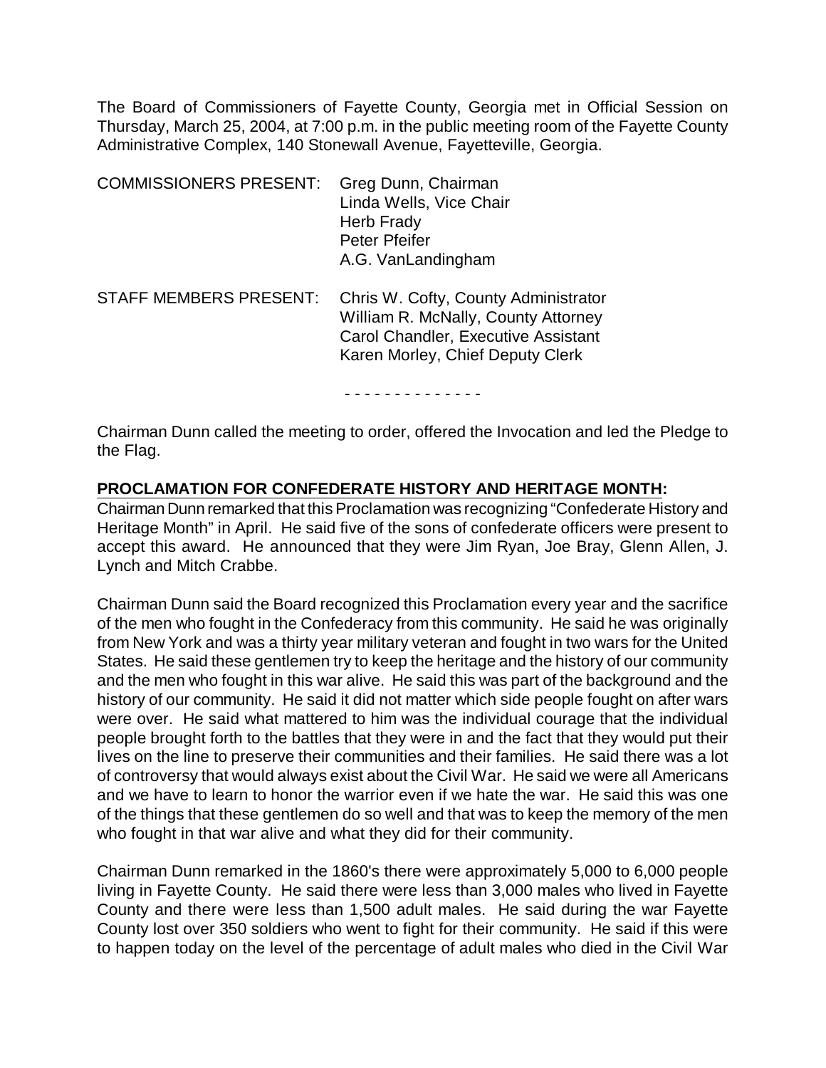The Board of Commissioners of Fayette County, Georgia met in Official Session on Thursday, March 25, 2004, at 7:00 p.m. in the public meeting room of the Fayette County Administrative Complex, 140 Stonewall Avenue, Fayetteville, Georgia.

COMMISSIONERS PRESENT: Greg Dunn, Chairman
Linda Wells, Vice Chair
Herb Frady
Peter Pfeifer
A.G. VanLandingham

STAFF MEMBERS PRESENT: Chris W. Cofty, County Administrator
William R. McNally, County Attorney
Carol Chandler, Executive Assistant
Karen Morley, Chief Deputy Clerk

- - - - - - - - - - - - - -

Chairman Dunn called the meeting to order, offered the Invocation and led the Pledge to the Flag.

**PROCLAMATION FOR CONFEDERATE HISTORY AND HERITAGE MONTH:**

Chairman Dunn remarked that this Proclamation was recognizing "Confederate History and Heritage Month" in April. He said five of the sons of confederate officers were present to accept this award. He announced that they were Jim Ryan, Joe Bray, Glenn Allen, J. Lynch and Mitch Crabbe.

Chairman Dunn said the Board recognized this Proclamation every year and the sacrifice of the men who fought in the Confederacy from this community. He said he was originally from New York and was a thirty year military veteran and fought in two wars for the United States. He said these gentlemen try to keep the heritage and the history of our community and the men who fought in this war alive. He said this was part of the background and the history of our community. He said it did not matter which side people fought on after wars were over. He said what mattered to him was the individual courage that the individual people brought forth to the battles that they were in and the fact that they would put their lives on the line to preserve their communities and their families. He said there was a lot of controversy that would always exist about the Civil War. He said we were all Americans and we have to learn to honor the warrior even if we hate the war. He said this was one of the things that these gentlemen do so well and that was to keep the memory of the men who fought in that war alive and what they did for their community.

Chairman Dunn remarked in the 1860's there were approximately 5,000 to 6,000 people living in Fayette County. He said there were less than 3,000 males who lived in Fayette County and there were less than 1,500 adult males. He said during the war Fayette County lost over 350 soldiers who went to fight for their community. He said if this were to happen today on the level of the percentage of adult males who died in the Civil War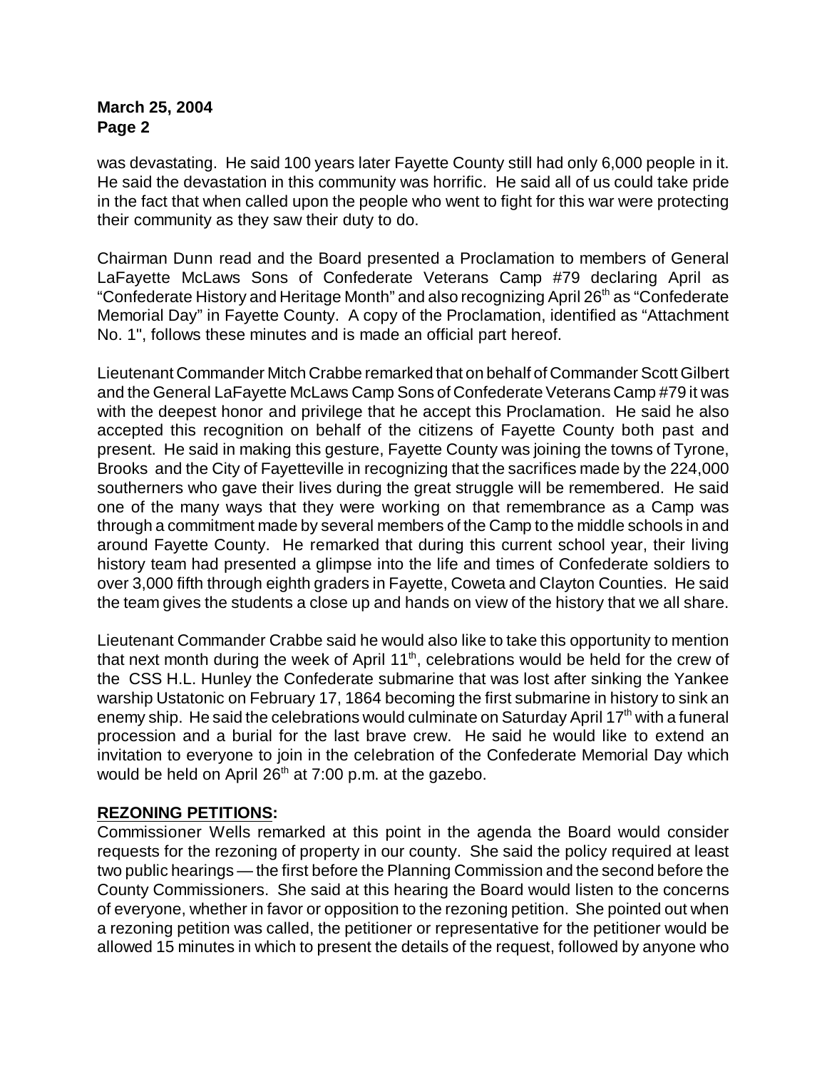was devastating. He said 100 years later Fayette County still had only 6,000 people in it. He said the devastation in this community was horrific. He said all of us could take pride in the fact that when called upon the people who went to fight for this war were protecting their community as they saw their duty to do.

Chairman Dunn read and the Board presented a Proclamation to members of General LaFayette McLaws Sons of Confederate Veterans Camp #79 declaring April as "Confederate History and Heritage Month" and also recognizing April 26th as "Confederate Memorial Day" in Fayette County. A copy of the Proclamation, identified as "Attachment No. 1", follows these minutes and is made an official part hereof.

Lieutenant Commander Mitch Crabbe remarked that on behalf of Commander Scott Gilbert and the General LaFayette McLaws Camp Sons of Confederate Veterans Camp #79 it was with the deepest honor and privilege that he accept this Proclamation. He said he also accepted this recognition on behalf of the citizens of Fayette County both past and present. He said in making this gesture, Fayette County was joining the towns of Tyrone, Brooks and the City of Fayetteville in recognizing that the sacrifices made by the 224,000 southerners who gave their lives during the great struggle will be remembered. He said one of the many ways that they were working on that remembrance as a Camp was through a commitment made by several members of the Camp to the middle schools in and around Fayette County. He remarked that during this current school year, their living history team had presented a glimpse into the life and times of Confederate soldiers to over 3,000 fifth through eighth graders in Fayette, Coweta and Clayton Counties. He said the team gives the students a close up and hands on view of the history that we all share.

Lieutenant Commander Crabbe said he would also like to take this opportunity to mention that next month during the week of April 11th, celebrations would be held for the crew of the CSS H.L. Hunley the Confederate submarine that was lost after sinking the Yankee warship Ustatonic on February 17, 1864 becoming the first submarine in history to sink an enemy ship. He said the celebrations would culminate on Saturday April 17th with a funeral procession and a burial for the last brave crew. He said he would like to extend an invitation to everyone to join in the celebration of the Confederate Memorial Day which would be held on April 26th at 7:00 p.m. at the gazebo.

**REZONING PETITIONS:**

Commissioner Wells remarked at this point in the agenda the Board would consider requests for the rezoning of property in our county. She said the policy required at least two public hearings — the first before the Planning Commission and the second before the County Commissioners. She said at this hearing the Board would listen to the concerns of everyone, whether in favor or opposition to the rezoning petition. She pointed out when a rezoning petition was called, the petitioner or representative for the petitioner would be allowed 15 minutes in which to present the details of the request, followed by anyone who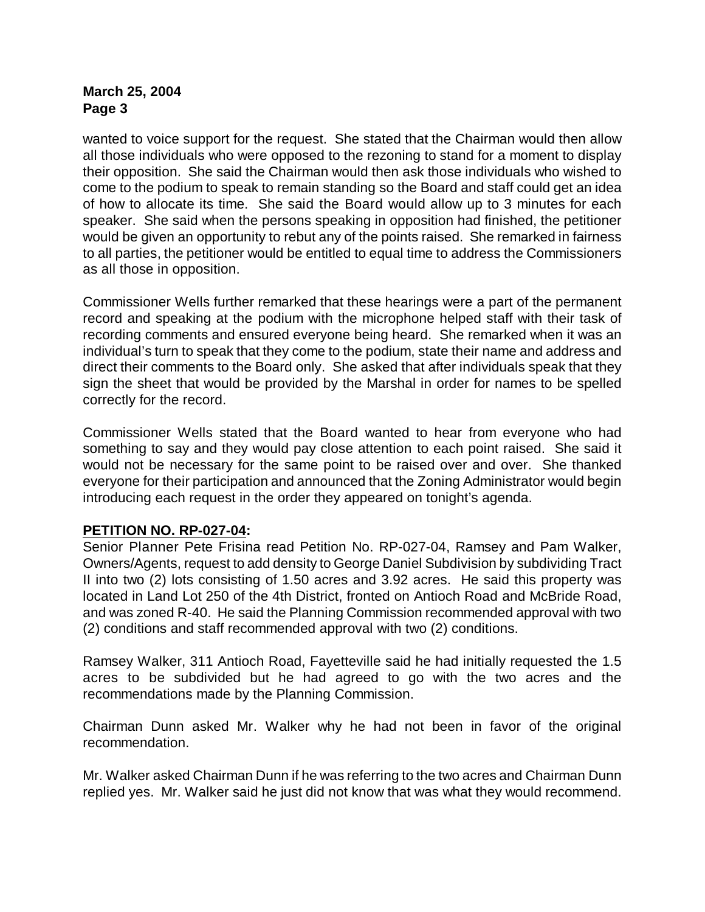wanted to voice support for the request. She stated that the Chairman would then allow all those individuals who were opposed to the rezoning to stand for a moment to display their opposition. She said the Chairman would then ask those individuals who wished to come to the podium to speak to remain standing so the Board and staff could get an idea of how to allocate its time. She said the Board would allow up to 3 minutes for each speaker. She said when the persons speaking in opposition had finished, the petitioner would be given an opportunity to rebut any of the points raised. She remarked in fairness to all parties, the petitioner would be entitled to equal time to address the Commissioners as all those in opposition.

Commissioner Wells further remarked that these hearings were a part of the permanent record and speaking at the podium with the microphone helped staff with their task of recording comments and ensured everyone being heard. She remarked when it was an individual's turn to speak that they come to the podium, state their name and address and direct their comments to the Board only. She asked that after individuals speak that they sign the sheet that would be provided by the Marshal in order for names to be spelled correctly for the record.

Commissioner Wells stated that the Board wanted to hear from everyone who had something to say and they would pay close attention to each point raised. She said it would not be necessary for the same point to be raised over and over. She thanked everyone for their participation and announced that the Zoning Administrator would begin introducing each request in the order they appeared on tonight's agenda.

**PETITION NO. RP-027-04:**

Senior Planner Pete Frisina read Petition No. RP-027-04, Ramsey and Pam Walker, Owners/Agents, request to add density to George Daniel Subdivision by subdividing Tract II into two (2) lots consisting of 1.50 acres and 3.92 acres. He said this property was located in Land Lot 250 of the 4th District, fronted on Antioch Road and McBride Road, and was zoned R-40. He said the Planning Commission recommended approval with two (2) conditions and staff recommended approval with two (2) conditions.

Ramsey Walker, 311 Antioch Road, Fayetteville said he had initially requested the 1.5 acres to be subdivided but he had agreed to go with the two acres and the recommendations made by the Planning Commission.

Chairman Dunn asked Mr. Walker why he had not been in favor of the original recommendation.

Mr. Walker asked Chairman Dunn if he was referring to the two acres and Chairman Dunn replied yes. Mr. Walker said he just did not know that was what they would recommend.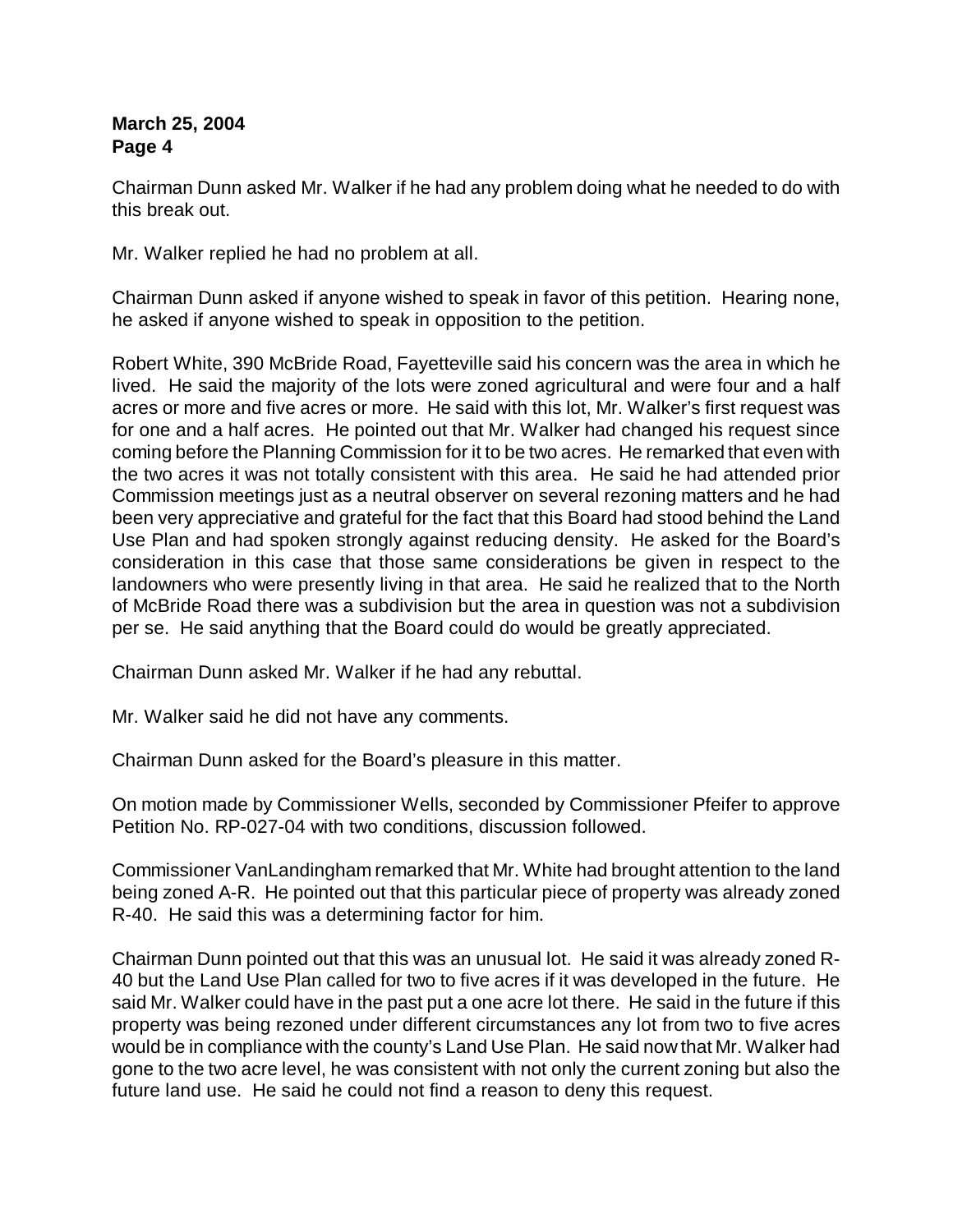Chairman Dunn asked Mr. Walker if he had any problem doing what he needed to do with this break out.

Mr. Walker replied he had no problem at all.

Chairman Dunn asked if anyone wished to speak in favor of this petition. Hearing none, he asked if anyone wished to speak in opposition to the petition.

Robert White, 390 McBride Road, Fayetteville said his concern was the area in which he lived. He said the majority of the lots were zoned agricultural and were four and a half acres or more and five acres or more. He said with this lot, Mr. Walker's first request was for one and a half acres. He pointed out that Mr. Walker had changed his request since coming before the Planning Commission for it to be two acres. He remarked that even with the two acres it was not totally consistent with this area. He said he had attended prior Commission meetings just as a neutral observer on several rezoning matters and he had been very appreciative and grateful for the fact that this Board had stood behind the Land Use Plan and had spoken strongly against reducing density. He asked for the Board's consideration in this case that those same considerations be given in respect to the landowners who were presently living in that area. He said he realized that to the North of McBride Road there was a subdivision but the area in question was not a subdivision per se. He said anything that the Board could do would be greatly appreciated.

Chairman Dunn asked Mr. Walker if he had any rebuttal.

Mr. Walker said he did not have any comments.

Chairman Dunn asked for the Board's pleasure in this matter.

On motion made by Commissioner Wells, seconded by Commissioner Pfeifer to approve Petition No. RP-027-04 with two conditions, discussion followed.

Commissioner VanLandingham remarked that Mr. White had brought attention to the land being zoned A-R. He pointed out that this particular piece of property was already zoned R-40. He said this was a determining factor for him.

Chairman Dunn pointed out that this was an unusual lot. He said it was already zoned R-40 but the Land Use Plan called for two to five acres if it was developed in the future. He said Mr. Walker could have in the past put a one acre lot there. He said in the future if this property was being rezoned under different circumstances any lot from two to five acres would be in compliance with the county's Land Use Plan. He said now that Mr. Walker had gone to the two acre level, he was consistent with not only the current zoning but also the future land use. He said he could not find a reason to deny this request.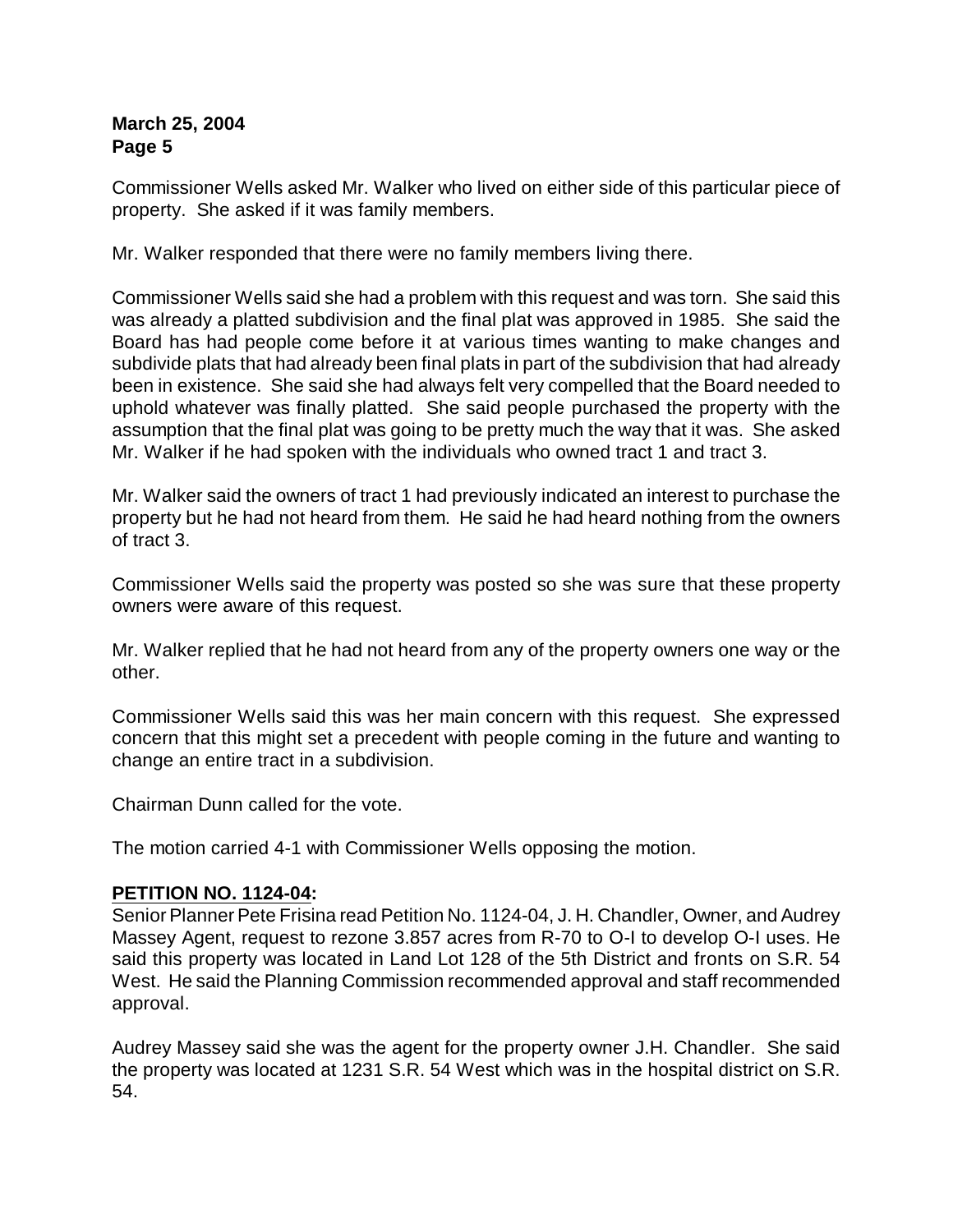Commissioner Wells asked Mr. Walker who lived on either side of this particular piece of property. She asked if it was family members.

Mr. Walker responded that there were no family members living there.

Commissioner Wells said she had a problem with this request and was torn. She said this was already a platted subdivision and the final plat was approved in 1985. She said the Board has had people come before it at various times wanting to make changes and subdivide plats that had already been final plats in part of the subdivision that had already been in existence. She said she had always felt very compelled that the Board needed to uphold whatever was finally platted. She said people purchased the property with the assumption that the final plat was going to be pretty much the way that it was. She asked Mr. Walker if he had spoken with the individuals who owned tract 1 and tract 3.

Mr. Walker said the owners of tract 1 had previously indicated an interest to purchase the property but he had not heard from them. He said he had heard nothing from the owners of tract 3.

Commissioner Wells said the property was posted so she was sure that these property owners were aware of this request.

Mr. Walker replied that he had not heard from any of the property owners one way or the other.

Commissioner Wells said this was her main concern with this request. She expressed concern that this might set a precedent with people coming in the future and wanting to change an entire tract in a subdivision.

Chairman Dunn called for the vote.

The motion carried 4-1 with Commissioner Wells opposing the motion.

**PETITION NO. 1124-04:**

Senior Planner Pete Frisina read Petition No. 1124-04, J. H. Chandler, Owner, and Audrey Massey Agent, request to rezone 3.857 acres from R-70 to O-I to develop O-I uses. He said this property was located in Land Lot 128 of the 5th District and fronts on S.R. 54 West. He said the Planning Commission recommended approval and staff recommended approval.

Audrey Massey said she was the agent for the property owner J.H. Chandler. She said the property was located at 1231 S.R. 54 West which was in the hospital district on S.R. 54.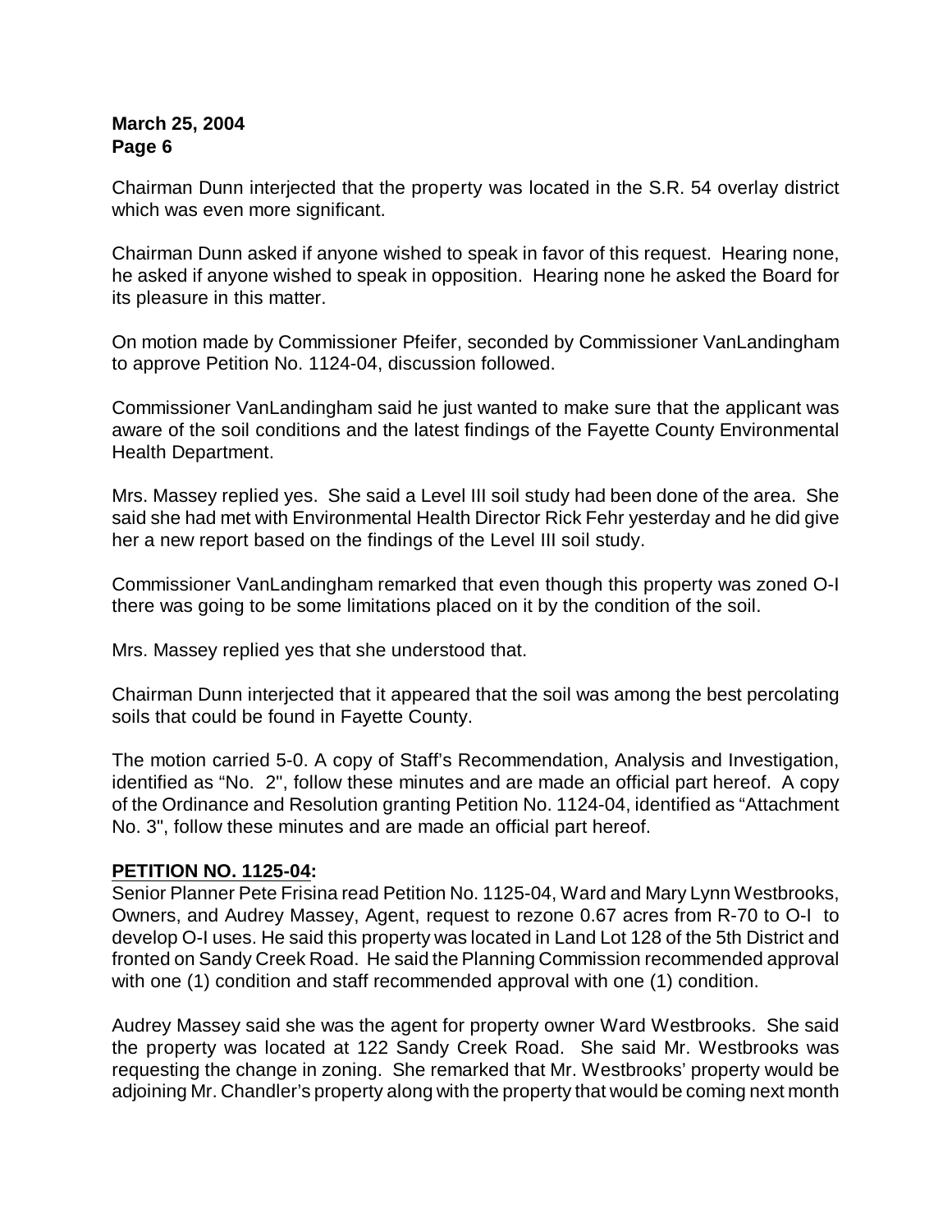Chairman Dunn interjected that the property was located in the S.R. 54 overlay district which was even more significant.

Chairman Dunn asked if anyone wished to speak in favor of this request. Hearing none, he asked if anyone wished to speak in opposition. Hearing none he asked the Board for its pleasure in this matter.

On motion made by Commissioner Pfeifer, seconded by Commissioner VanLandingham to approve Petition No. 1124-04, discussion followed.

Commissioner VanLandingham said he just wanted to make sure that the applicant was aware of the soil conditions and the latest findings of the Fayette County Environmental Health Department.

Mrs. Massey replied yes. She said a Level III soil study had been done of the area. She said she had met with Environmental Health Director Rick Fehr yesterday and he did give her a new report based on the findings of the Level III soil study.

Commissioner VanLandingham remarked that even though this property was zoned O-I there was going to be some limitations placed on it by the condition of the soil.

Mrs. Massey replied yes that she understood that.

Chairman Dunn interjected that it appeared that the soil was among the best percolating soils that could be found in Fayette County.

The motion carried 5-0. A copy of Staff's Recommendation, Analysis and Investigation, identified as "No. 2", follow these minutes and are made an official part hereof. A copy of the Ordinance and Resolution granting Petition No. 1124-04, identified as "Attachment No. 3", follow these minutes and are made an official part hereof.

**PETITION NO. 1125-04:**

Senior Planner Pete Frisina read Petition No. 1125-04, Ward and Mary Lynn Westbrooks, Owners, and Audrey Massey, Agent, request to rezone 0.67 acres from R-70 to O-I to develop O-I uses. He said this property was located in Land Lot 128 of the 5th District and fronted on Sandy Creek Road. He said the Planning Commission recommended approval with one (1) condition and staff recommended approval with one (1) condition.

Audrey Massey said she was the agent for property owner Ward Westbrooks. She said the property was located at 122 Sandy Creek Road. She said Mr. Westbrooks was requesting the change in zoning. She remarked that Mr. Westbrooks' property would be adjoining Mr. Chandler's property along with the property that would be coming next month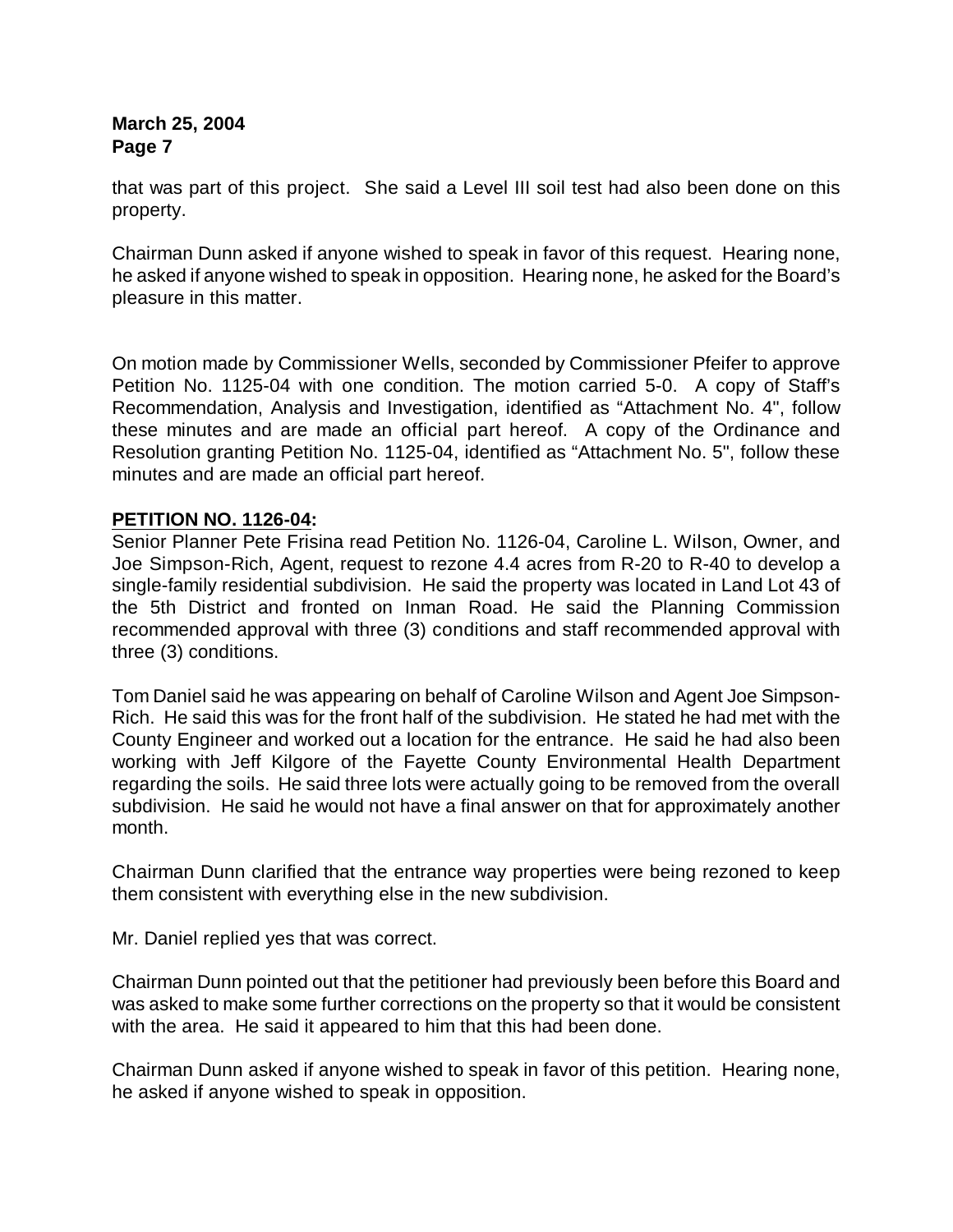that was part of this project. She said a Level III soil test had also been done on this property.

Chairman Dunn asked if anyone wished to speak in favor of this request. Hearing none, he asked if anyone wished to speak in opposition. Hearing none, he asked for the Board's pleasure in this matter.

On motion made by Commissioner Wells, seconded by Commissioner Pfeifer to approve Petition No. 1125-04 with one condition. The motion carried 5-0. A copy of Staff's Recommendation, Analysis and Investigation, identified as "Attachment No. 4", follow these minutes and are made an official part hereof. A copy of the Ordinance and Resolution granting Petition No. 1125-04, identified as "Attachment No. 5", follow these minutes and are made an official part hereof.

**PETITION NO. 1126-04:**

Senior Planner Pete Frisina read Petition No. 1126-04, Caroline L. Wilson, Owner, and Joe Simpson-Rich, Agent, request to rezone 4.4 acres from R-20 to R-40 to develop a single-family residential subdivision. He said the property was located in Land Lot 43 of the 5th District and fronted on Inman Road. He said the Planning Commission recommended approval with three (3) conditions and staff recommended approval with three (3) conditions.

Tom Daniel said he was appearing on behalf of Caroline Wilson and Agent Joe Simpson-Rich. He said this was for the front half of the subdivision. He stated he had met with the County Engineer and worked out a location for the entrance. He said he had also been working with Jeff Kilgore of the Fayette County Environmental Health Department regarding the soils. He said three lots were actually going to be removed from the overall subdivision. He said he would not have a final answer on that for approximately another month.

Chairman Dunn clarified that the entrance way properties were being rezoned to keep them consistent with everything else in the new subdivision.

Mr. Daniel replied yes that was correct.

Chairman Dunn pointed out that the petitioner had previously been before this Board and was asked to make some further corrections on the property so that it would be consistent with the area. He said it appeared to him that this had been done.

Chairman Dunn asked if anyone wished to speak in favor of this petition. Hearing none, he asked if anyone wished to speak in opposition.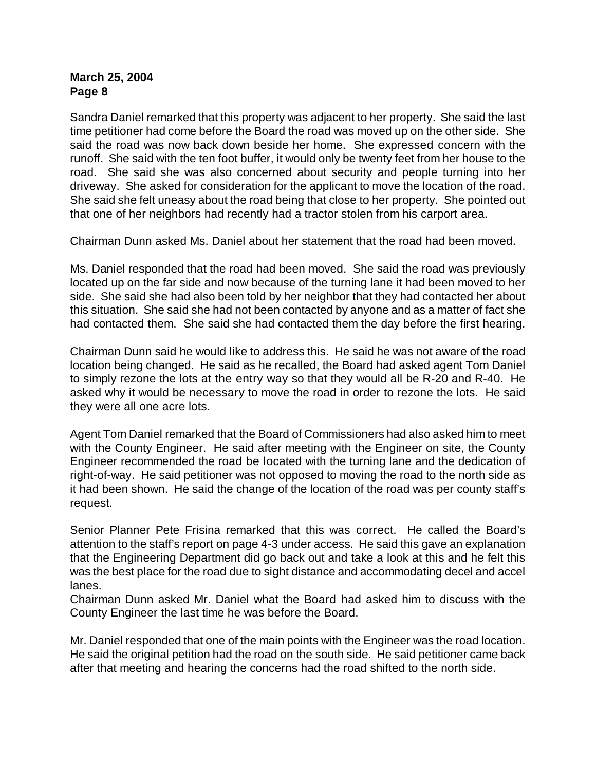Sandra Daniel remarked that this property was adjacent to her property. She said the last time petitioner had come before the Board the road was moved up on the other side. She said the road was now back down beside her home. She expressed concern with the runoff. She said with the ten foot buffer, it would only be twenty feet from her house to the road. She said she was also concerned about security and people turning into her driveway. She asked for consideration for the applicant to move the location of the road. She said she felt uneasy about the road being that close to her property. She pointed out that one of her neighbors had recently had a tractor stolen from his carport area.

Chairman Dunn asked Ms. Daniel about her statement that the road had been moved.

Ms. Daniel responded that the road had been moved. She said the road was previously located up on the far side and now because of the turning lane it had been moved to her side. She said she had also been told by her neighbor that they had contacted her about this situation. She said she had not been contacted by anyone and as a matter of fact she had contacted them. She said she had contacted them the day before the first hearing.

Chairman Dunn said he would like to address this. He said he was not aware of the road location being changed. He said as he recalled, the Board had asked agent Tom Daniel to simply rezone the lots at the entry way so that they would all be R-20 and R-40. He asked why it would be necessary to move the road in order to rezone the lots. He said they were all one acre lots.

Agent Tom Daniel remarked that the Board of Commissioners had also asked him to meet with the County Engineer. He said after meeting with the Engineer on site, the County Engineer recommended the road be located with the turning lane and the dedication of right-of-way. He said petitioner was not opposed to moving the road to the north side as it had been shown. He said the change of the location of the road was per county staff's request.

Senior Planner Pete Frisina remarked that this was correct. He called the Board's attention to the staff's report on page 4-3 under access. He said this gave an explanation that the Engineering Department did go back out and take a look at this and he felt this was the best place for the road due to sight distance and accommodating decel and accel lanes.

Chairman Dunn asked Mr. Daniel what the Board had asked him to discuss with the County Engineer the last time he was before the Board.

Mr. Daniel responded that one of the main points with the Engineer was the road location. He said the original petition had the road on the south side. He said petitioner came back after that meeting and hearing the concerns had the road shifted to the north side.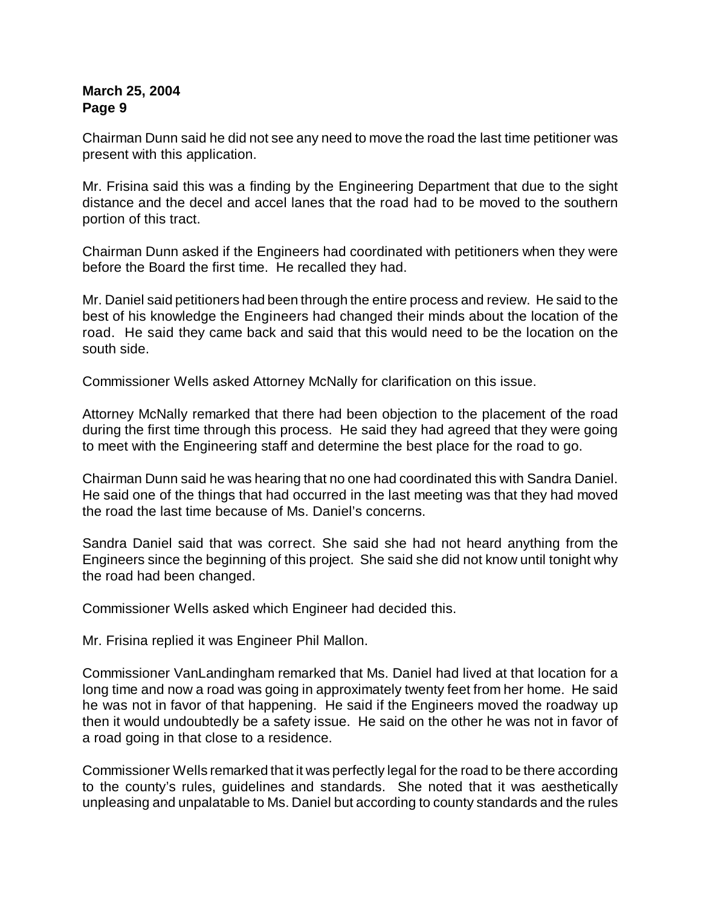Chairman Dunn said he did not see any need to move the road the last time petitioner was present with this application.

Mr. Frisina said this was a finding by the Engineering Department that due to the sight distance and the decel and accel lanes that the road had to be moved to the southern portion of this tract.

Chairman Dunn asked if the Engineers had coordinated with petitioners when they were before the Board the first time. He recalled they had.

Mr. Daniel said petitioners had been through the entire process and review. He said to the best of his knowledge the Engineers had changed their minds about the location of the road. He said they came back and said that this would need to be the location on the south side.

Commissioner Wells asked Attorney McNally for clarification on this issue.

Attorney McNally remarked that there had been objection to the placement of the road during the first time through this process. He said they had agreed that they were going to meet with the Engineering staff and determine the best place for the road to go.

Chairman Dunn said he was hearing that no one had coordinated this with Sandra Daniel. He said one of the things that had occurred in the last meeting was that they had moved the road the last time because of Ms. Daniel's concerns.

Sandra Daniel said that was correct. She said she had not heard anything from the Engineers since the beginning of this project. She said she did not know until tonight why the road had been changed.

Commissioner Wells asked which Engineer had decided this.

Mr. Frisina replied it was Engineer Phil Mallon.

Commissioner VanLandingham remarked that Ms. Daniel had lived at that location for a long time and now a road was going in approximately twenty feet from her home. He said he was not in favor of that happening. He said if the Engineers moved the roadway up then it would undoubtedly be a safety issue. He said on the other he was not in favor of a road going in that close to a residence.

Commissioner Wells remarked that it was perfectly legal for the road to be there according to the county's rules, guidelines and standards. She noted that it was aesthetically unpleasing and unpalatable to Ms. Daniel but according to county standards and the rules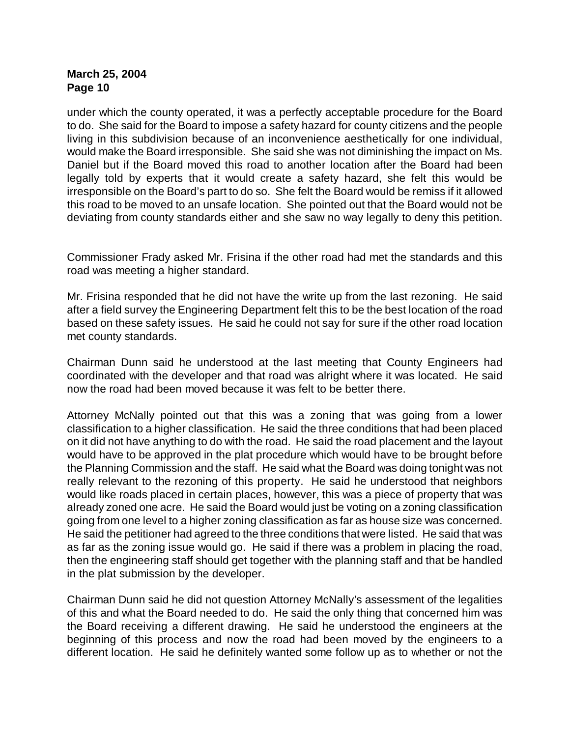under which the county operated, it was a perfectly acceptable procedure for the Board to do. She said for the Board to impose a safety hazard for county citizens and the people living in this subdivision because of an inconvenience aesthetically for one individual, would make the Board irresponsible. She said she was not diminishing the impact on Ms. Daniel but if the Board moved this road to another location after the Board had been legally told by experts that it would create a safety hazard, she felt this would be irresponsible on the Board's part to do so. She felt the Board would be remiss if it allowed this road to be moved to an unsafe location. She pointed out that the Board would not be deviating from county standards either and she saw no way legally to deny this petition.

Commissioner Frady asked Mr. Frisina if the other road had met the standards and this road was meeting a higher standard.

Mr. Frisina responded that he did not have the write up from the last rezoning. He said after a field survey the Engineering Department felt this to be the best location of the road based on these safety issues. He said he could not say for sure if the other road location met county standards.

Chairman Dunn said he understood at the last meeting that County Engineers had coordinated with the developer and that road was alright where it was located. He said now the road had been moved because it was felt to be better there.

Attorney McNally pointed out that this was a zoning that was going from a lower classification to a higher classification. He said the three conditions that had been placed on it did not have anything to do with the road. He said the road placement and the layout would have to be approved in the plat procedure which would have to be brought before the Planning Commission and the staff. He said what the Board was doing tonight was not really relevant to the rezoning of this property. He said he understood that neighbors would like roads placed in certain places, however, this was a piece of property that was already zoned one acre. He said the Board would just be voting on a zoning classification going from one level to a higher zoning classification as far as house size was concerned. He said the petitioner had agreed to the three conditions that were listed. He said that was as far as the zoning issue would go. He said if there was a problem in placing the road, then the engineering staff should get together with the planning staff and that be handled in the plat submission by the developer.

Chairman Dunn said he did not question Attorney McNally's assessment of the legalities of this and what the Board needed to do. He said the only thing that concerned him was the Board receiving a different drawing. He said he understood the engineers at the beginning of this process and now the road had been moved by the engineers to a different location. He said he definitely wanted some follow up as to whether or not the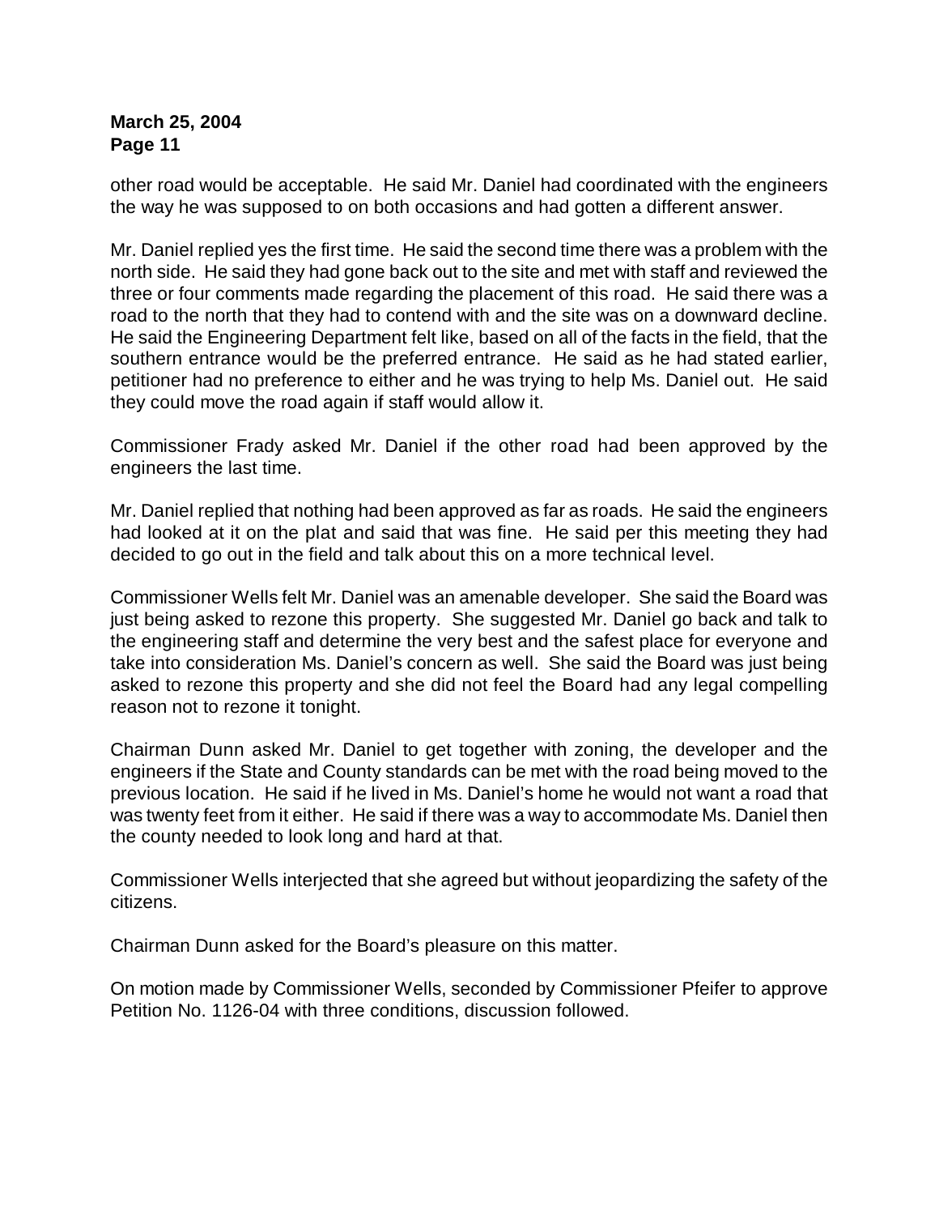other road would be acceptable. He said Mr. Daniel had coordinated with the engineers the way he was supposed to on both occasions and had gotten a different answer.

Mr. Daniel replied yes the first time. He said the second time there was a problem with the north side. He said they had gone back out to the site and met with staff and reviewed the three or four comments made regarding the placement of this road. He said there was a road to the north that they had to contend with and the site was on a downward decline. He said the Engineering Department felt like, based on all of the facts in the field, that the southern entrance would be the preferred entrance. He said as he had stated earlier, petitioner had no preference to either and he was trying to help Ms. Daniel out. He said they could move the road again if staff would allow it.

Commissioner Frady asked Mr. Daniel if the other road had been approved by the engineers the last time.

Mr. Daniel replied that nothing had been approved as far as roads. He said the engineers had looked at it on the plat and said that was fine. He said per this meeting they had decided to go out in the field and talk about this on a more technical level.

Commissioner Wells felt Mr. Daniel was an amenable developer. She said the Board was just being asked to rezone this property. She suggested Mr. Daniel go back and talk to the engineering staff and determine the very best and the safest place for everyone and take into consideration Ms. Daniel's concern as well. She said the Board was just being asked to rezone this property and she did not feel the Board had any legal compelling reason not to rezone it tonight.

Chairman Dunn asked Mr. Daniel to get together with zoning, the developer and the engineers if the State and County standards can be met with the road being moved to the previous location. He said if he lived in Ms. Daniel's home he would not want a road that was twenty feet from it either. He said if there was a way to accommodate Ms. Daniel then the county needed to look long and hard at that.

Commissioner Wells interjected that she agreed but without jeopardizing the safety of the citizens.

Chairman Dunn asked for the Board's pleasure on this matter.

On motion made by Commissioner Wells, seconded by Commissioner Pfeifer to approve Petition No. 1126-04 with three conditions, discussion followed.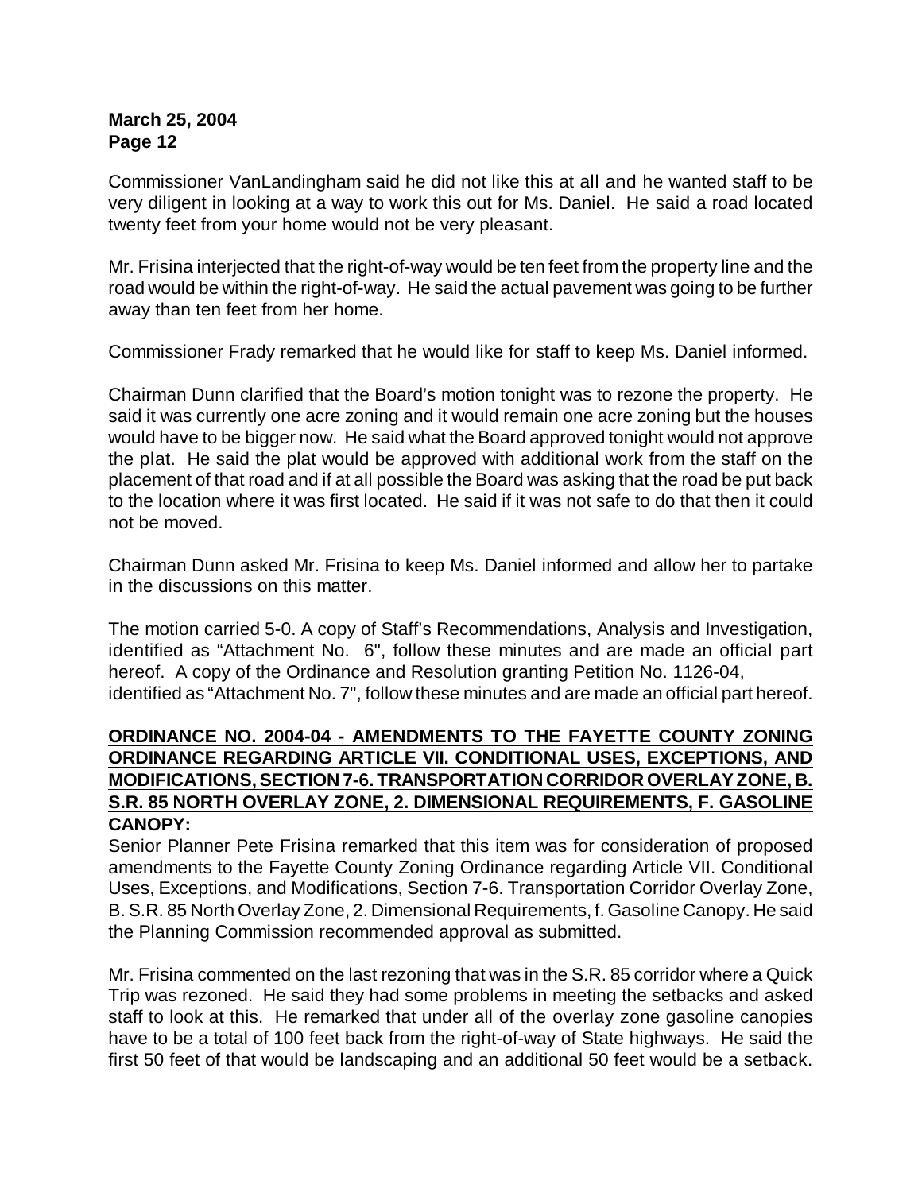Commissioner VanLandingham said he did not like this at all and he wanted staff to be very diligent in looking at a way to work this out for Ms. Daniel. He said a road located twenty feet from your home would not be very pleasant.

Mr. Frisina interjected that the right-of-way would be ten feet from the property line and the road would be within the right-of-way. He said the actual pavement was going to be further away than ten feet from her home.

Commissioner Frady remarked that he would like for staff to keep Ms. Daniel informed.

Chairman Dunn clarified that the Board's motion tonight was to rezone the property. He said it was currently one acre zoning and it would remain one acre zoning but the houses would have to be bigger now. He said what the Board approved tonight would not approve the plat. He said the plat would be approved with additional work from the staff on the placement of that road and if at all possible the Board was asking that the road be put back to the location where it was first located. He said if it was not safe to do that then it could not be moved.

Chairman Dunn asked Mr. Frisina to keep Ms. Daniel informed and allow her to partake in the discussions on this matter.

The motion carried 5-0. A copy of Staff's Recommendations, Analysis and Investigation, identified as "Attachment No. 6", follow these minutes and are made an official part hereof. A copy of the Ordinance and Resolution granting Petition No. 1126-04, identified as "Attachment No. 7", follow these minutes and are made an official part hereof.

**ORDINANCE NO. 2004-04 - AMENDMENTS TO THE FAYETTE COUNTY ZONING ORDINANCE REGARDING ARTICLE VII. CONDITIONAL USES, EXCEPTIONS, AND MODIFICATIONS, SECTION 7-6. TRANSPORTATION CORRIDOR OVERLAY ZONE, B. S.R. 85 NORTH OVERLAY ZONE, 2. DIMENSIONAL REQUIREMENTS, F. GASOLINE CANOPY:**

Senior Planner Pete Frisina remarked that this item was for consideration of proposed amendments to the Fayette County Zoning Ordinance regarding Article VII. Conditional Uses, Exceptions, and Modifications, Section 7-6. Transportation Corridor Overlay Zone, B. S.R. 85 North Overlay Zone, 2. Dimensional Requirements, f. Gasoline Canopy. He said the Planning Commission recommended approval as submitted.

Mr. Frisina commented on the last rezoning that was in the S.R. 85 corridor where a Quick Trip was rezoned. He said they had some problems in meeting the setbacks and asked staff to look at this. He remarked that under all of the overlay zone gasoline canopies have to be a total of 100 feet back from the right-of-way of State highways. He said the first 50 feet of that would be landscaping and an additional 50 feet would be a setback.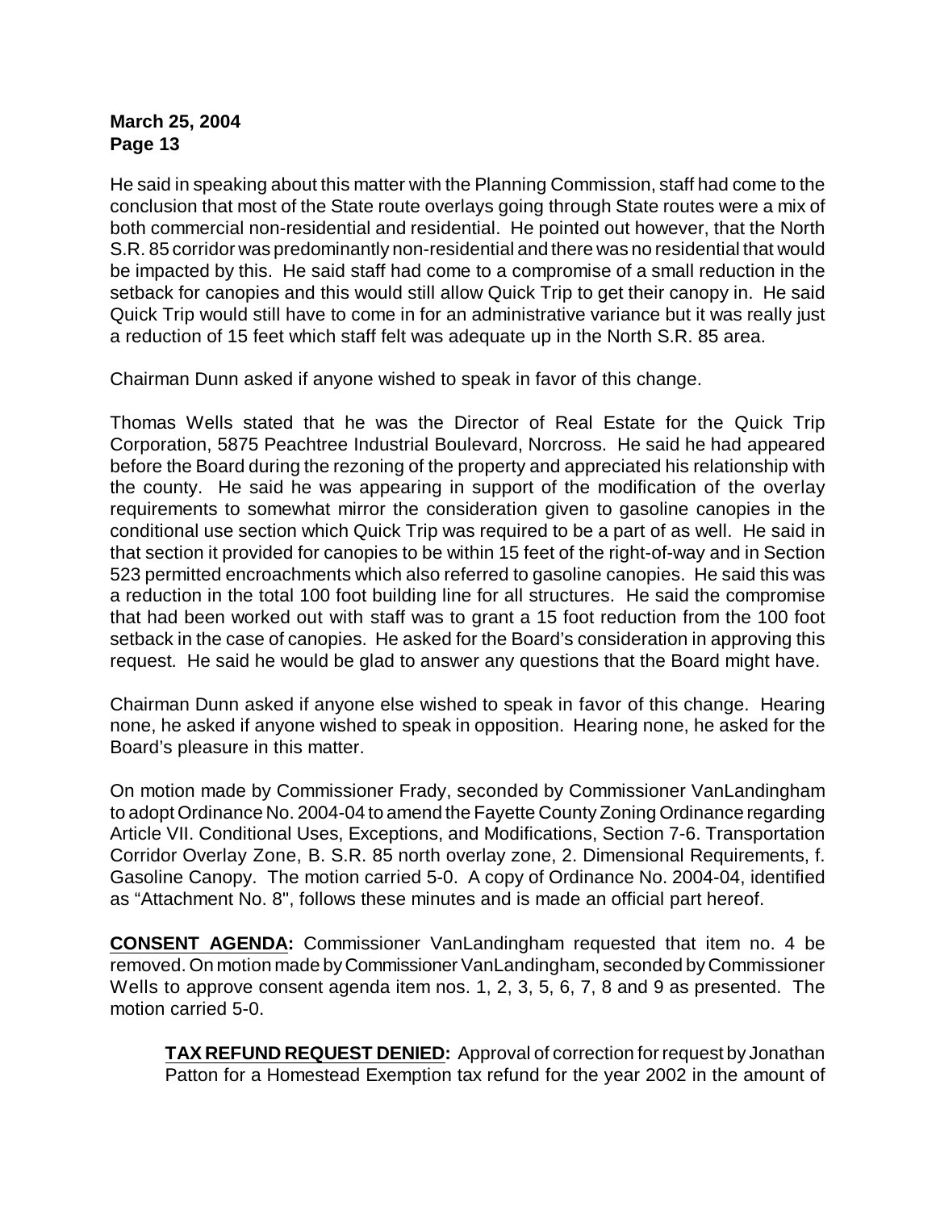He said in speaking about this matter with the Planning Commission, staff had come to the conclusion that most of the State route overlays going through State routes were a mix of both commercial non-residential and residential. He pointed out however, that the North S.R. 85 corridor was predominantly non-residential and there was no residential that would be impacted by this. He said staff had come to a compromise of a small reduction in the setback for canopies and this would still allow Quick Trip to get their canopy in. He said Quick Trip would still have to come in for an administrative variance but it was really just a reduction of 15 feet which staff felt was adequate up in the North S.R. 85 area.

Chairman Dunn asked if anyone wished to speak in favor of this change.

Thomas Wells stated that he was the Director of Real Estate for the Quick Trip Corporation, 5875 Peachtree Industrial Boulevard, Norcross. He said he had appeared before the Board during the rezoning of the property and appreciated his relationship with the county. He said he was appearing in support of the modification of the overlay requirements to somewhat mirror the consideration given to gasoline canopies in the conditional use section which Quick Trip was required to be a part of as well. He said in that section it provided for canopies to be within 15 feet of the right-of-way and in Section 523 permitted encroachments which also referred to gasoline canopies. He said this was a reduction in the total 100 foot building line for all structures. He said the compromise that had been worked out with staff was to grant a 15 foot reduction from the 100 foot setback in the case of canopies. He asked for the Board's consideration in approving this request. He said he would be glad to answer any questions that the Board might have.

Chairman Dunn asked if anyone else wished to speak in favor of this change. Hearing none, he asked if anyone wished to speak in opposition. Hearing none, he asked for the Board's pleasure in this matter.

On motion made by Commissioner Frady, seconded by Commissioner VanLandingham to adopt Ordinance No. 2004-04 to amend the Fayette County Zoning Ordinance regarding Article VII. Conditional Uses, Exceptions, and Modifications, Section 7-6. Transportation Corridor Overlay Zone, B. S.R. 85 north overlay zone, 2. Dimensional Requirements, f. Gasoline Canopy. The motion carried 5-0. A copy of Ordinance No. 2004-04, identified as "Attachment No. 8", follows these minutes and is made an official part hereof.

**CONSENT AGENDA:** Commissioner VanLandingham requested that item no. 4 be removed. On motion made by Commissioner VanLandingham, seconded by Commissioner Wells to approve consent agenda item nos. 1, 2, 3, 5, 6, 7, 8 and 9 as presented. The motion carried 5-0.

**TAX REFUND REQUEST DENIED:** Approval of correction for request by Jonathan Patton for a Homestead Exemption tax refund for the year 2002 in the amount of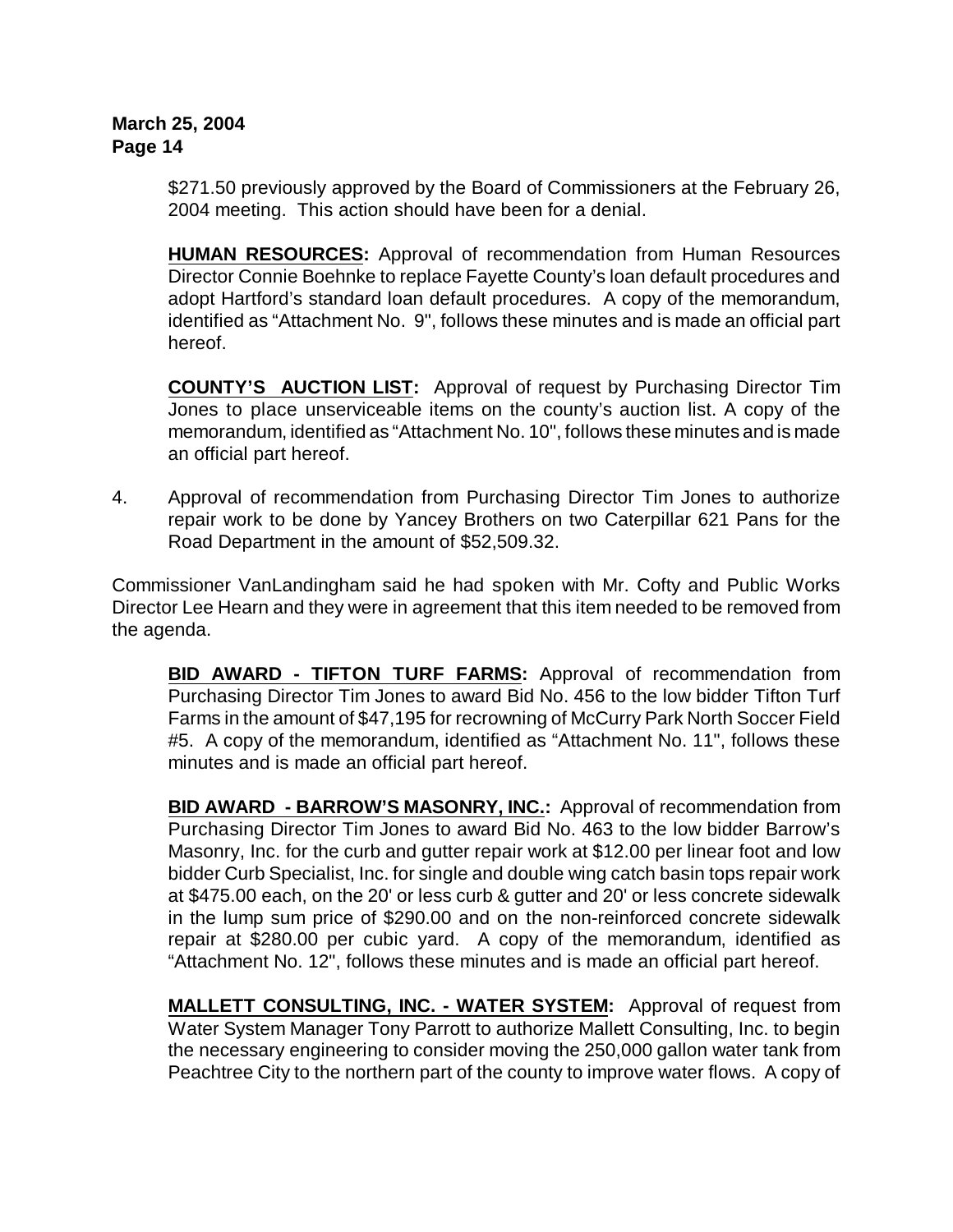$271.50 previously approved by the Board of Commissioners at the February 26, 2004 meeting. This action should have been for a denial.

**HUMAN RESOURCES:** Approval of recommendation from Human Resources Director Connie Boehnke to replace Fayette County's loan default procedures and adopt Hartford's standard loan default procedures. A copy of the memorandum, identified as "Attachment No. 9", follows these minutes and is made an official part hereof.

**COUNTY'S AUCTION LIST:** Approval of request by Purchasing Director Tim Jones to place unserviceable items on the county's auction list. A copy of the memorandum, identified as "Attachment No. 10", follows these minutes and is made an official part hereof.

4. Approval of recommendation from Purchasing Director Tim Jones to authorize repair work to be done by Yancey Brothers on two Caterpillar 621 Pans for the Road Department in the amount of $52,509.32.

Commissioner VanLandingham said he had spoken with Mr. Cofty and Public Works Director Lee Hearn and they were in agreement that this item needed to be removed from the agenda.

**BID AWARD - TIFTON TURF FARMS:** Approval of recommendation from Purchasing Director Tim Jones to award Bid No. 456 to the low bidder Tifton Turf Farms in the amount of $47,195 for recrowning of McCurry Park North Soccer Field #5. A copy of the memorandum, identified as "Attachment No. 11", follows these minutes and is made an official part hereof.

**BID AWARD - BARROW'S MASONRY, INC.:** Approval of recommendation from Purchasing Director Tim Jones to award Bid No. 463 to the low bidder Barrow's Masonry, Inc. for the curb and gutter repair work at $12.00 per linear foot and low bidder Curb Specialist, Inc. for single and double wing catch basin tops repair work at $475.00 each, on the 20' or less curb & gutter and 20' or less concrete sidewalk in the lump sum price of $290.00 and on the non-reinforced concrete sidewalk repair at $280.00 per cubic yard. A copy of the memorandum, identified as "Attachment No. 12", follows these minutes and is made an official part hereof.

**MALLETT CONSULTING, INC. - WATER SYSTEM:** Approval of request from Water System Manager Tony Parrott to authorize Mallett Consulting, Inc. to begin the necessary engineering to consider moving the 250,000 gallon water tank from Peachtree City to the northern part of the county to improve water flows. A copy of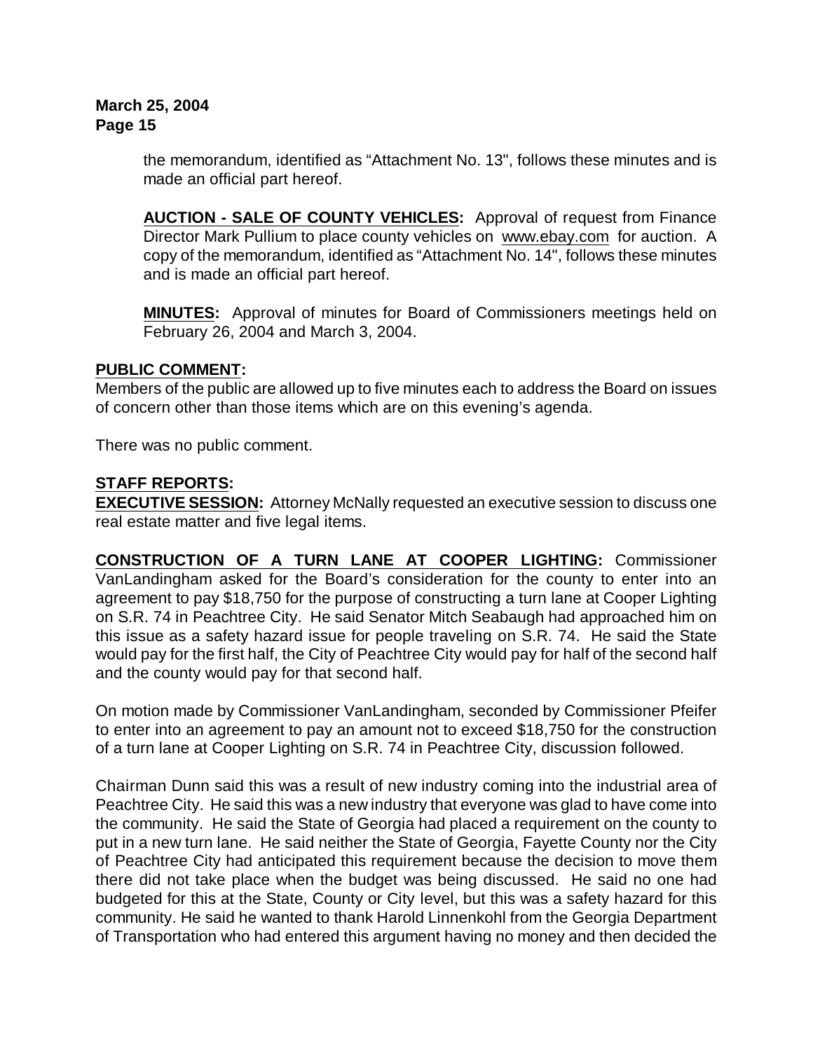the memorandum, identified as "Attachment No. 13", follows these minutes and is made an official part hereof.

**AUCTION - SALE OF COUNTY VEHICLES:** Approval of request from Finance Director Mark Pullium to place county vehicles on www.ebay.com for auction. A copy of the memorandum, identified as "Attachment No. 14", follows these minutes and is made an official part hereof.

**MINUTES:** Approval of minutes for Board of Commissioners meetings held on February 26, 2004 and March 3, 2004.

**PUBLIC COMMENT:**

Members of the public are allowed up to five minutes each to address the Board on issues of concern other than those items which are on this evening's agenda.

There was no public comment.

**STAFF REPORTS:**

**EXECUTIVE SESSION:** Attorney McNally requested an executive session to discuss one real estate matter and five legal items.

**CONSTRUCTION OF A TURN LANE AT COOPER LIGHTING:** Commissioner VanLandingham asked for the Board's consideration for the county to enter into an agreement to pay $18,750 for the purpose of constructing a turn lane at Cooper Lighting on S.R. 74 in Peachtree City. He said Senator Mitch Seabaugh had approached him on this issue as a safety hazard issue for people traveling on S.R. 74. He said the State would pay for the first half, the City of Peachtree City would pay for half of the second half and the county would pay for that second half.

On motion made by Commissioner VanLandingham, seconded by Commissioner Pfeifer to enter into an agreement to pay an amount not to exceed $18,750 for the construction of a turn lane at Cooper Lighting on S.R. 74 in Peachtree City, discussion followed.

Chairman Dunn said this was a result of new industry coming into the industrial area of Peachtree City. He said this was a new industry that everyone was glad to have come into the community. He said the State of Georgia had placed a requirement on the county to put in a new turn lane. He said neither the State of Georgia, Fayette County nor the City of Peachtree City had anticipated this requirement because the decision to move them there did not take place when the budget was being discussed. He said no one had budgeted for this at the State, County or City level, but this was a safety hazard for this community. He said he wanted to thank Harold Linnenkohl from the Georgia Department of Transportation who had entered this argument having no money and then decided the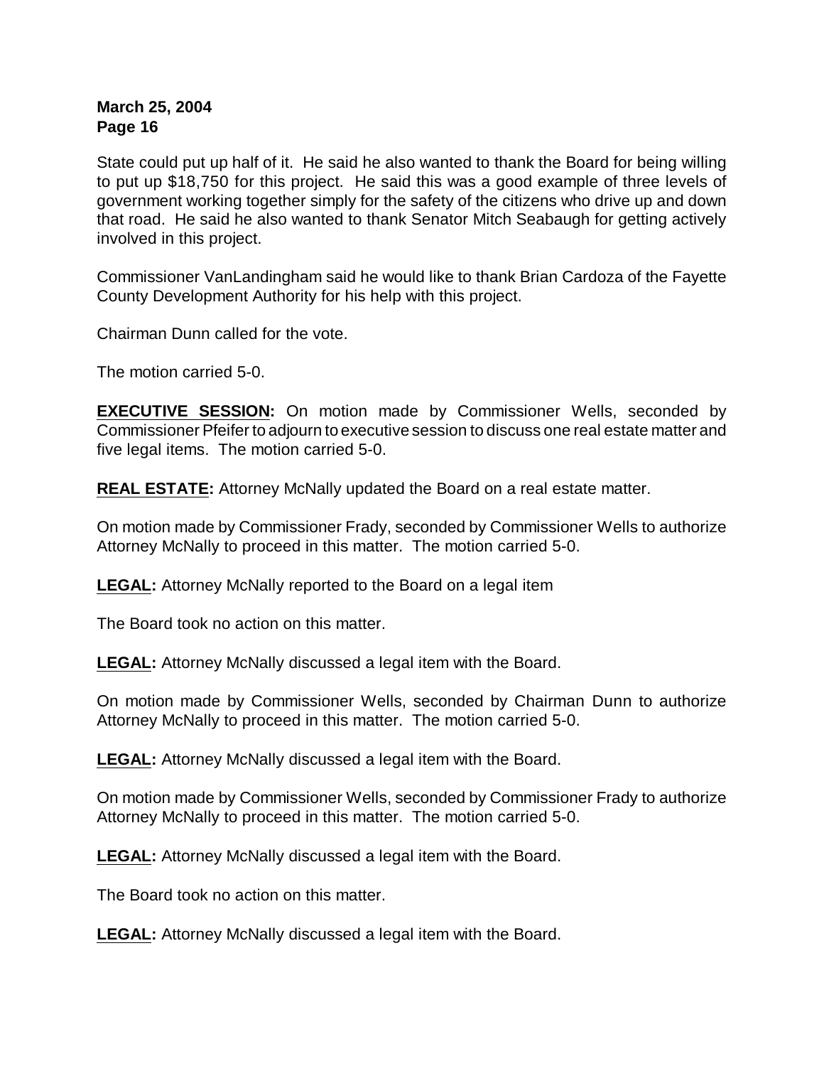State could put up half of it. He said he also wanted to thank the Board for being willing to put up $18,750 for this project. He said this was a good example of three levels of government working together simply for the safety of the citizens who drive up and down that road. He said he also wanted to thank Senator Mitch Seabaugh for getting actively involved in this project.

Commissioner VanLandingham said he would like to thank Brian Cardoza of the Fayette County Development Authority for his help with this project.

Chairman Dunn called for the vote.

The motion carried 5-0.

**EXECUTIVE SESSION:** On motion made by Commissioner Wells, seconded by Commissioner Pfeifer to adjourn to executive session to discuss one real estate matter and five legal items. The motion carried 5-0.

**REAL ESTATE:** Attorney McNally updated the Board on a real estate matter.

On motion made by Commissioner Frady, seconded by Commissioner Wells to authorize Attorney McNally to proceed in this matter. The motion carried 5-0.

**LEGAL:** Attorney McNally reported to the Board on a legal item

The Board took no action on this matter.

**LEGAL:** Attorney McNally discussed a legal item with the Board.

On motion made by Commissioner Wells, seconded by Chairman Dunn to authorize Attorney McNally to proceed in this matter. The motion carried 5-0.

**LEGAL:** Attorney McNally discussed a legal item with the Board.

On motion made by Commissioner Wells, seconded by Commissioner Frady to authorize Attorney McNally to proceed in this matter. The motion carried 5-0.

**LEGAL:** Attorney McNally discussed a legal item with the Board.

The Board took no action on this matter.

**LEGAL:** Attorney McNally discussed a legal item with the Board.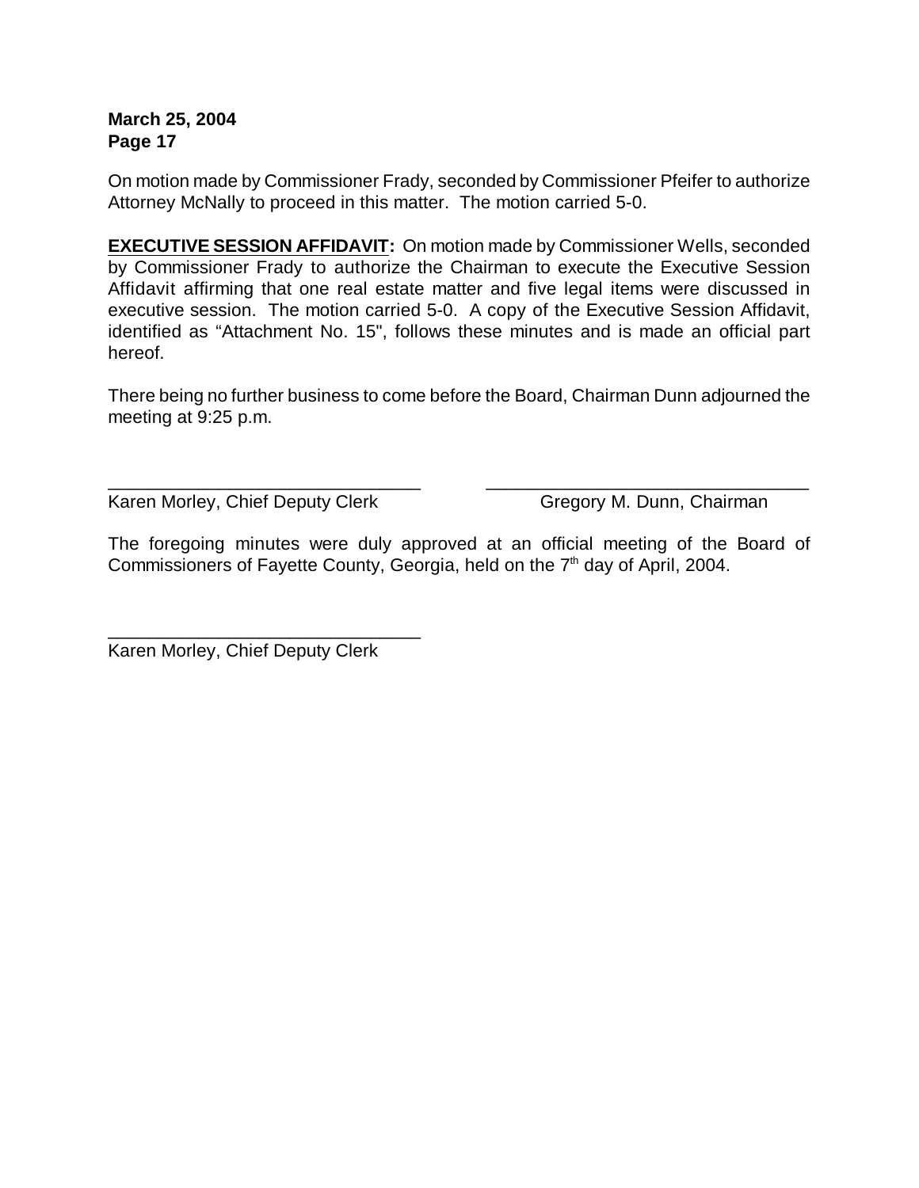On motion made by Commissioner Frady, seconded by Commissioner Pfeifer to authorize Attorney McNally to proceed in this matter. The motion carried 5-0.

**EXECUTIVE SESSION AFFIDAVIT:** On motion made by Commissioner Wells, seconded by Commissioner Frady to authorize the Chairman to execute the Executive Session Affidavit affirming that one real estate matter and five legal items were discussed in executive session. The motion carried 5-0. A copy of the Executive Session Affidavit, identified as "Attachment No. 15", follows these minutes and is made an official part hereof.

There being no further business to come before the Board, Chairman Dunn adjourned the meeting at 9:25 p.m.

\_\_\_\_\_\_\_\_\_\_\_\_\_\_\_\_\_\_\_\_\_\_\_\_\_\_\_\_\_\_\_\_\_ \_\_\_\_\_\_\_\_\_\_\_\_\_\_\_\_\_\_\_\_\_\_\_\_\_\_\_\_\_\_\_\_\_

Karen Morley, Chief Deputy Clerk Gregory M. Dunn, Chairman

The foregoing minutes were duly approved at an official meeting of the Board of Commissioners of Fayette County, Georgia, held on the 7th day of April, 2004.

\_\_\_\_\_\_\_\_\_\_\_\_\_\_\_\_\_\_\_\_\_\_\_\_\_\_\_\_\_\_\_\_\_

Karen Morley, Chief Deputy Clerk